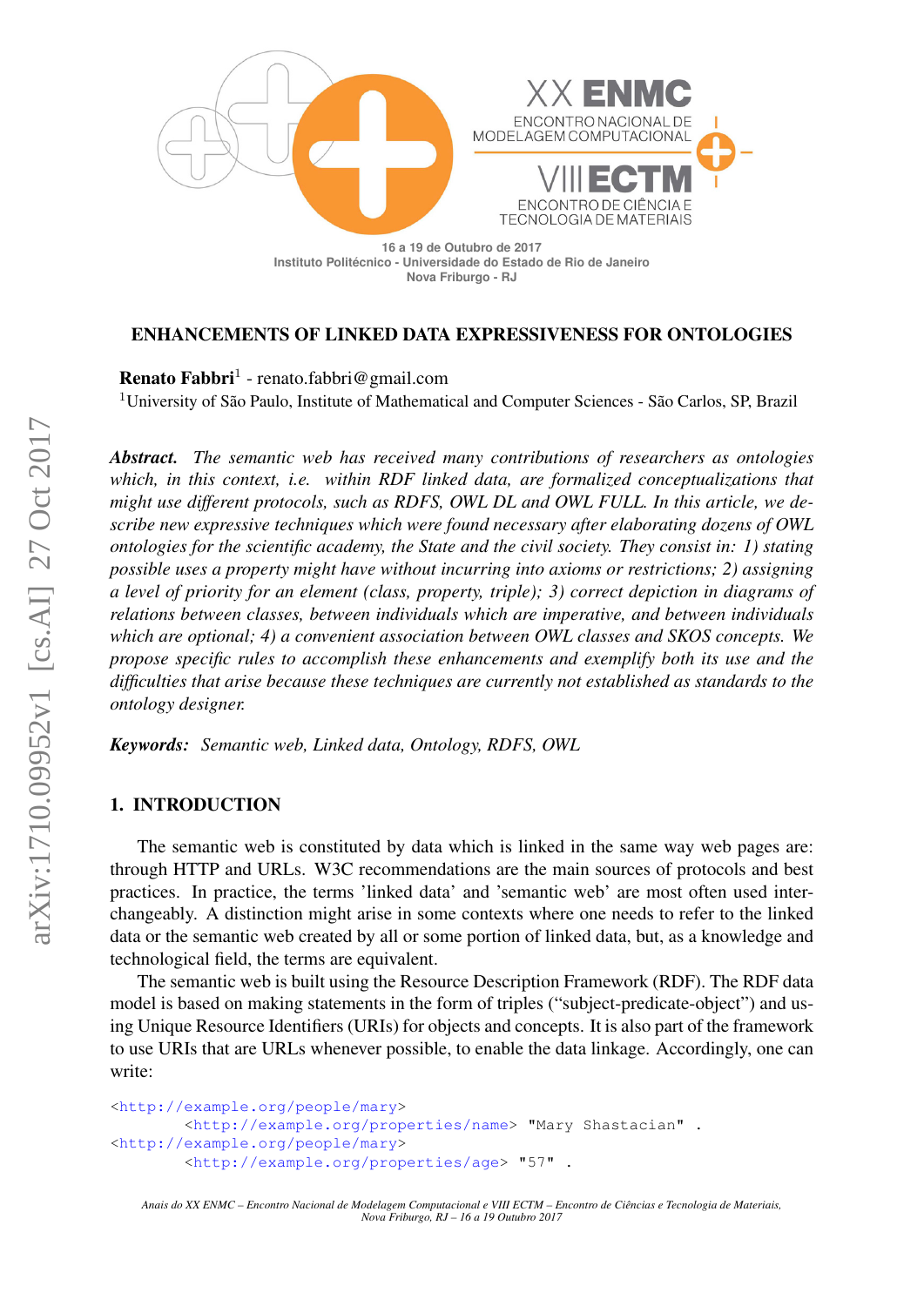16 a 19 de Outubro de 2017
Instituto Politécnico - Universidade do Estado de Rio de Janeiro
Nova Friburgo - RJ

# ENHANCEMENTS OF LINKED DATA EXPRESSIVENESS FOR ONTOLOGIES

**Renato Fabbri**[1] - renato.fabbri@gmail.com
[1]University of São Paulo, Institute of Mathematical and Computer Sciences - São Carlos, SP, Brazil

***Abstract.*** *The semantic web has received many contributions of researchers as ontologies which, in this context, i.e. within RDF linked data, are formalized conceptualizations that might use different protocols, such as RDFS, OWL DL and OWL FULL. In this article, we describe new expressive techniques which were found necessary after elaborating dozens of OWL ontologies for the scientific academy, the State and the civil society. They consist in: 1) stating possible uses a property might have without incurring into axioms or restrictions; 2) assigning a level of priority for an element (class, property, triple); 3) correct depiction in diagrams of relations between classes, between individuals which are imperative, and between individuals which are optional; 4) a convenient association between OWL classes and SKOS concepts. We propose specific rules to accomplish these enhancements and exemplify both its use and the difficulties that arise because these techniques are currently not established as standards to the ontology designer.*

***Keywords:*** *Semantic web, Linked data, Ontology, RDFS, OWL*

## 1. INTRODUCTION

The semantic web is constituted by data which is linked in the same way web pages are: through HTTP and URLs. W3C recommendations are the main sources of protocols and best practices. In practice, the terms 'linked data' and 'semantic web' are most often used interchangeably. A distinction might arise in some contexts where one needs to refer to the linked data or the semantic web created by all or some portion of linked data, but, as a knowledge and technological field, the terms are equivalent.

The semantic web is built using the Resource Description Framework (RDF). The RDF data model is based on making statements in the form of triples ("subject-predicate-object") and using Unique Resource Identifiers (URIs) for objects and concepts. It is also part of the framework to use URIs that are URLs whenever possible, to enable the data linkage. Accordingly, one can write:

```
<http://example.org/people/mary>
        <http://example.org/properties/name> "Mary Shastacian" .
<http://example.org/people/mary>
        <http://example.org/properties/age> "57" .
```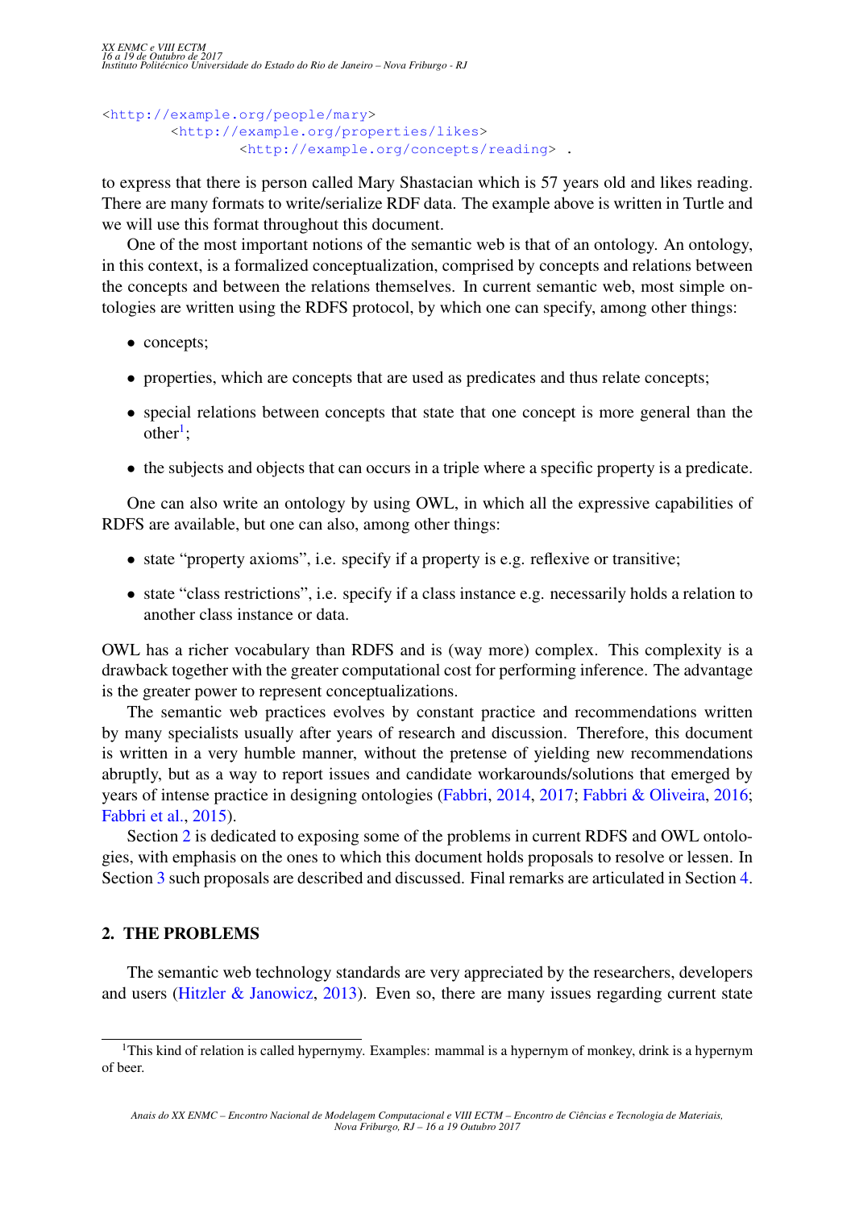```
<http://example.org/people/mary>
        <http://example.org/properties/likes>
                <http://example.org/concepts/reading> .
```

to express that there is person called Mary Shastacian which is 57 years old and likes reading. There are many formats to write/serialize RDF data. The example above is written in Turtle and we will use this format throughout this document.

One of the most important notions of the semantic web is that of an ontology. An ontology, in this context, is a formalized conceptualization, comprised by concepts and relations between the concepts and between the relations themselves. In current semantic web, most simple ontologies are written using the RDFS protocol, by which one can specify, among other things:

- concepts;
- properties, which are concepts that are used as predicates and thus relate concepts;
- special relations between concepts that state that one concept is more general than the other[1];
- the subjects and objects that can occurs in a triple where a specific property is a predicate.

One can also write an ontology by using OWL, in which all the expressive capabilities of RDFS are available, but one can also, among other things:

- state "property axioms", i.e. specify if a property is e.g. reflexive or transitive;
- state "class restrictions", i.e. specify if a class instance e.g. necessarily holds a relation to another class instance or data.

OWL has a richer vocabulary than RDFS and is (way more) complex. This complexity is a drawback together with the greater computational cost for performing inference. The advantage is the greater power to represent conceptualizations.

The semantic web practices evolves by constant practice and recommendations written by many specialists usually after years of research and discussion. Therefore, this document is written in a very humble manner, without the pretense of yielding new recommendations abruptly, but as a way to report issues and candidate workarounds/solutions that emerged by years of intense practice in designing ontologies (Fabbri, 2014, 2017; Fabbri & Oliveira, 2016; Fabbri et al., 2015).

Section 2 is dedicated to exposing some of the problems in current RDFS and OWL ontologies, with emphasis on the ones to which this document holds proposals to resolve or lessen. In Section 3 such proposals are described and discussed. Final remarks are articulated in Section 4.

## 2. THE PROBLEMS

The semantic web technology standards are very appreciated by the researchers, developers and users (Hitzler & Janowicz, 2013). Even so, there are many issues regarding current state

---

[1] This kind of relation is called hypernymy. Examples: mammal is a hypernym of monkey, drink is a hypernym of beer.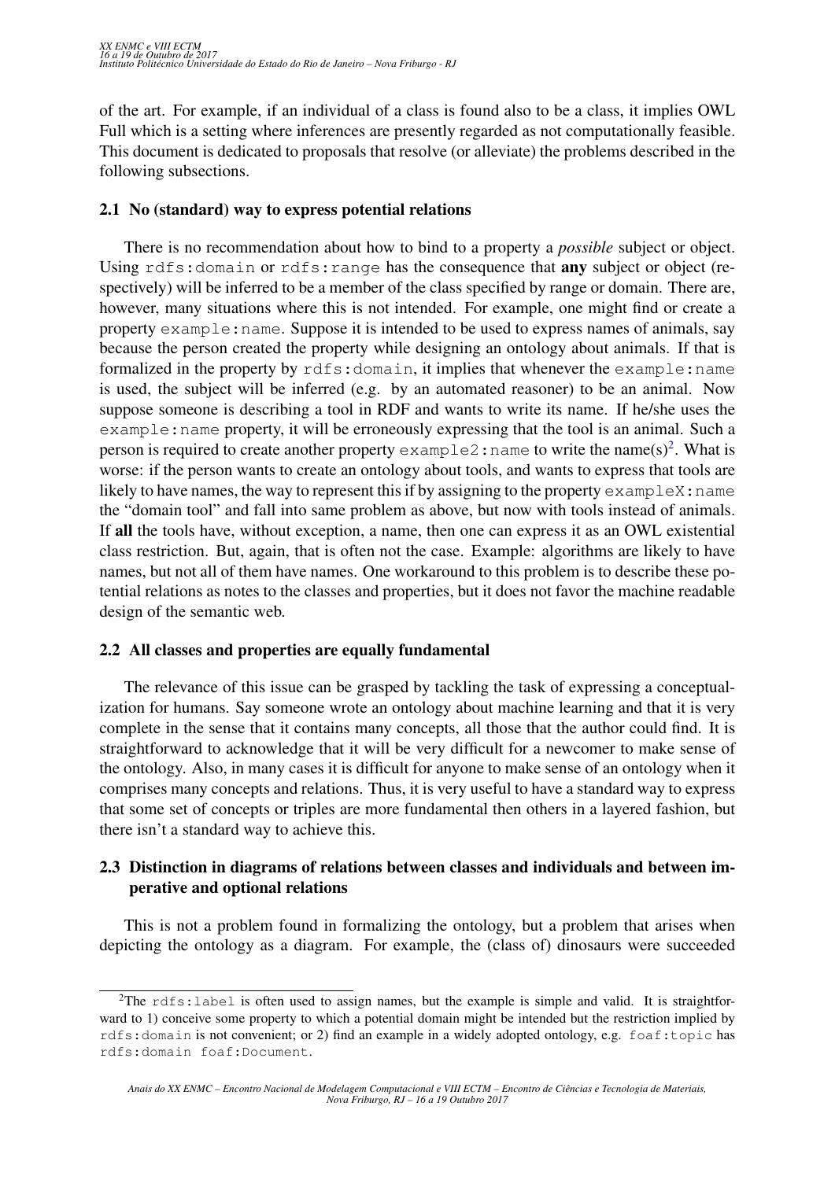of the art. For example, if an individual of a class is found also to be a class, it implies OWL Full which is a setting where inferences are presently regarded as not computationally feasible. This document is dedicated to proposals that resolve (or alleviate) the problems described in the following subsections.

### 2.1 No (standard) way to express potential relations

There is no recommendation about how to bind to a property a *possible* subject or object. Using `rdfs:domain` or `rdfs:range` has the consequence that **any** subject or object (respectively) will be inferred to be a member of the class specified by range or domain. There are, however, many situations where this is not intended. For example, one might find or create a property `example:name`. Suppose it is intended to be used to express names of animals, say because the person created the property while designing an ontology about animals. If that is formalized in the property by `rdfs:domain`, it implies that whenever the `example:name` is used, the subject will be inferred (e.g. by an automated reasoner) to be an animal. Now suppose someone is describing a tool in RDF and wants to write its name. If he/she uses the `example:name` property, it will be erroneously expressing that the tool is an animal. Such a person is required to create another property `example2:name` to write the name(s)[2]. What is worse: if the person wants to create an ontology about tools, and wants to express that tools are likely to have names, the way to represent this if by assigning to the property `exampleX:name` the "domain tool" and fall into same problem as above, but now with tools instead of animals. If **all** the tools have, without exception, a name, then one can express it as an OWL existential class restriction. But, again, that is often not the case. Example: algorithms are likely to have names, but not all of them have names. One workaround to this problem is to describe these potential relations as notes to the classes and properties, but it does not favor the machine readable design of the semantic web.

### 2.2 All classes and properties are equally fundamental

The relevance of this issue can be grasped by tackling the task of expressing a conceptualization for humans. Say someone wrote an ontology about machine learning and that it is very complete in the sense that it contains many concepts, all those that the author could find. It is straightforward to acknowledge that it will be very difficult for a newcomer to make sense of the ontology. Also, in many cases it is difficult for anyone to make sense of an ontology when it comprises many concepts and relations. Thus, it is very useful to have a standard way to express that some set of concepts or triples are more fundamental then others in a layered fashion, but there isn't a standard way to achieve this.

### 2.3 Distinction in diagrams of relations between classes and individuals and between imperative and optional relations

This is not a problem found in formalizing the ontology, but a problem that arises when depicting the ontology as a diagram. For example, the (class of) dinosaurs were succeeded

---

[2] The `rdfs:label` is often used to assign names, but the example is simple and valid. It is straightforward to 1) conceive some property to which a potential domain might be intended but the restriction implied by `rdfs:domain` is not convenient; or 2) find an example in a widely adopted ontology, e.g. `foaf:topic` has `rdfs:domain foaf:Document`.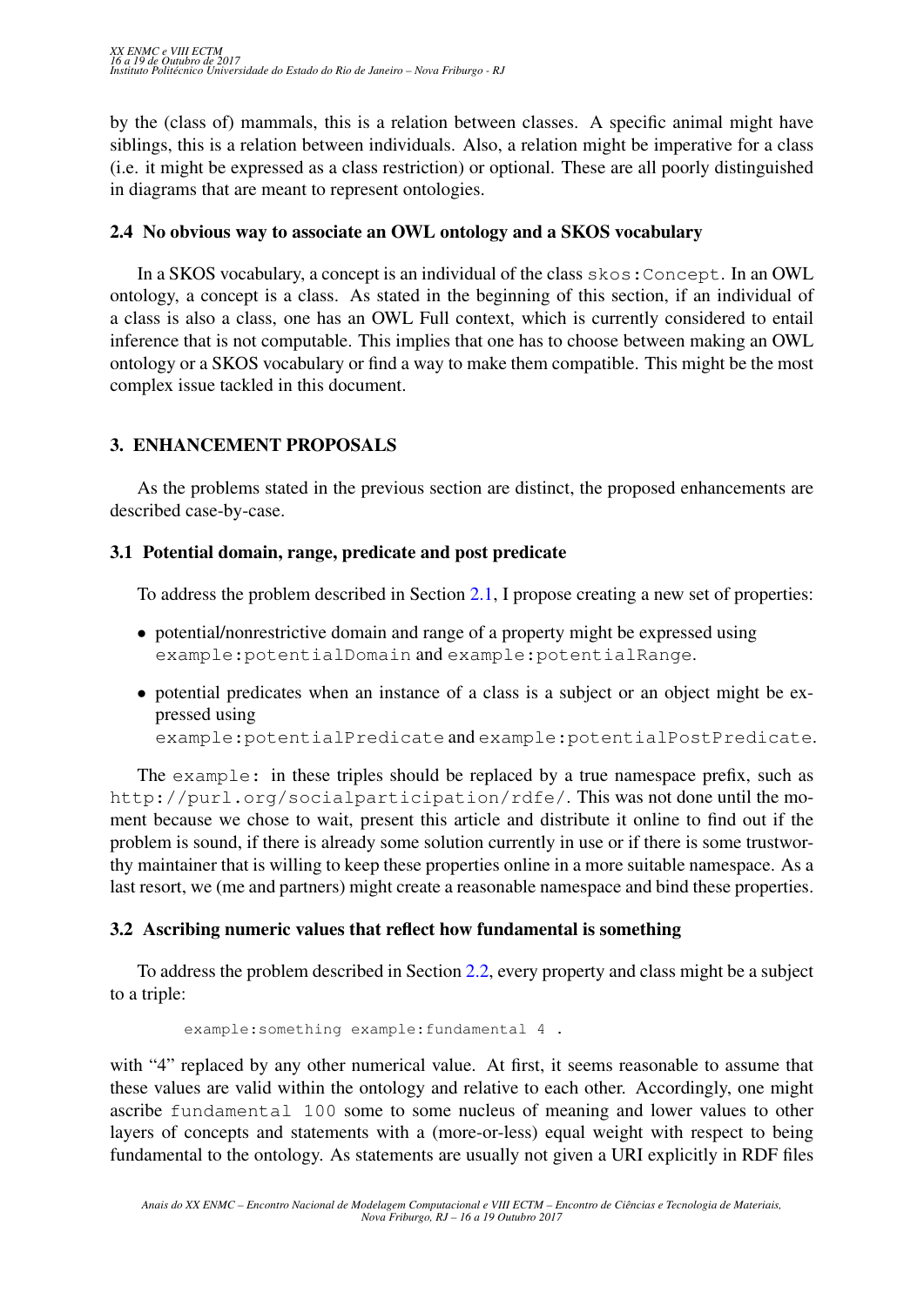by the (class of) mammals, this is a relation between classes. A specific animal might have siblings, this is a relation between individuals. Also, a relation might be imperative for a class (i.e. it might be expressed as a class restriction) or optional. These are all poorly distinguished in diagrams that are meant to represent ontologies.

### 2.4 No obvious way to associate an OWL ontology and a SKOS vocabulary

In a SKOS vocabulary, a concept is an individual of the class `skos:Concept`. In an OWL ontology, a concept is a class. As stated in the beginning of this section, if an individual of a class is also a class, one has an OWL Full context, which is currently considered to entail inference that is not computable. This implies that one has to choose between making an OWL ontology or a SKOS vocabulary or find a way to make them compatible. This might be the most complex issue tackled in this document.

## 3. ENHANCEMENT PROPOSALS

As the problems stated in the previous section are distinct, the proposed enhancements are described case-by-case.

### 3.1 Potential domain, range, predicate and post predicate

To address the problem described in Section 2.1, I propose creating a new set of properties:

- potential/nonrestrictive domain and range of a property might be expressed using `example:potentialDomain` and `example:potentialRange`.
- potential predicates when an instance of a class is a subject or an object might be expressed using `example:potentialPredicate` and `example:potentialPostPredicate`.

The `example:` in these triples should be replaced by a true namespace prefix, such as `http://purl.org/socialparticipation/rdfe/`. This was not done until the moment because we chose to wait, present this article and distribute it online to find out if the problem is sound, if there is already some solution currently in use or if there is some trustworthy maintainer that is willing to keep these properties online in a more suitable namespace. As a last resort, we (me and partners) might create a reasonable namespace and bind these properties.

### 3.2 Ascribing numeric values that reflect how fundamental is something

To address the problem described in Section 2.2, every property and class might be a subject to a triple:

```
example:something example:fundamental 4 .
```

with "4" replaced by any other numerical value. At first, it seems reasonable to assume that these values are valid within the ontology and relative to each other. Accordingly, one might ascribe `fundamental 100` some to some nucleus of meaning and lower values to other layers of concepts and statements with a (more-or-less) equal weight with respect to being fundamental to the ontology. As statements are usually not given a URI explicitly in RDF files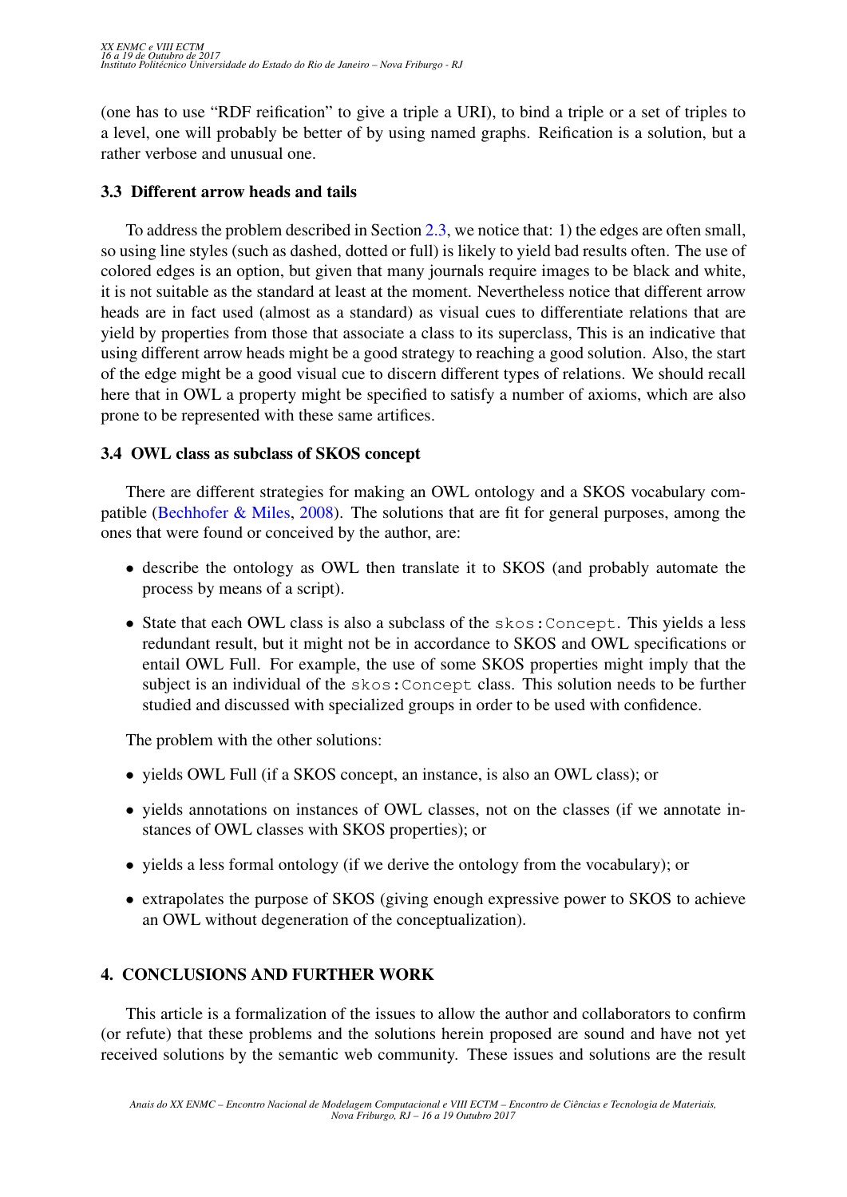(one has to use "RDF reification" to give a triple a URI), to bind a triple or a set of triples to a level, one will probably be better of by using named graphs. Reification is a solution, but a rather verbose and unusual one.

### 3.3 Different arrow heads and tails

To address the problem described in Section 2.3, we notice that: 1) the edges are often small, so using line styles (such as dashed, dotted or full) is likely to yield bad results often. The use of colored edges is an option, but given that many journals require images to be black and white, it is not suitable as the standard at least at the moment. Nevertheless notice that different arrow heads are in fact used (almost as a standard) as visual cues to differentiate relations that are yield by properties from those that associate a class to its superclass, This is an indicative that using different arrow heads might be a good strategy to reaching a good solution. Also, the start of the edge might be a good visual cue to discern different types of relations. We should recall here that in OWL a property might be specified to satisfy a number of axioms, which are also prone to be represented with these same artifices.

### 3.4 OWL class as subclass of SKOS concept

There are different strategies for making an OWL ontology and a SKOS vocabulary compatible (Bechhofer & Miles, 2008). The solutions that are fit for general purposes, among the ones that were found or conceived by the author, are:

- describe the ontology as OWL then translate it to SKOS (and probably automate the process by means of a script).
- State that each OWL class is also a subclass of the `skos:Concept`. This yields a less redundant result, but it might not be in accordance to SKOS and OWL specifications or entail OWL Full. For example, the use of some SKOS properties might imply that the subject is an individual of the `skos:Concept` class. This solution needs to be further studied and discussed with specialized groups in order to be used with confidence.

The problem with the other solutions:

- yields OWL Full (if a SKOS concept, an instance, is also an OWL class); or
- yields annotations on instances of OWL classes, not on the classes (if we annotate instances of OWL classes with SKOS properties); or
- yields a less formal ontology (if we derive the ontology from the vocabulary); or
- extrapolates the purpose of SKOS (giving enough expressive power to SKOS to achieve an OWL without degeneration of the conceptualization).

## 4. CONCLUSIONS AND FURTHER WORK

This article is a formalization of the issues to allow the author and collaborators to confirm (or refute) that these problems and the solutions herein proposed are sound and have not yet received solutions by the semantic web community. These issues and solutions are the result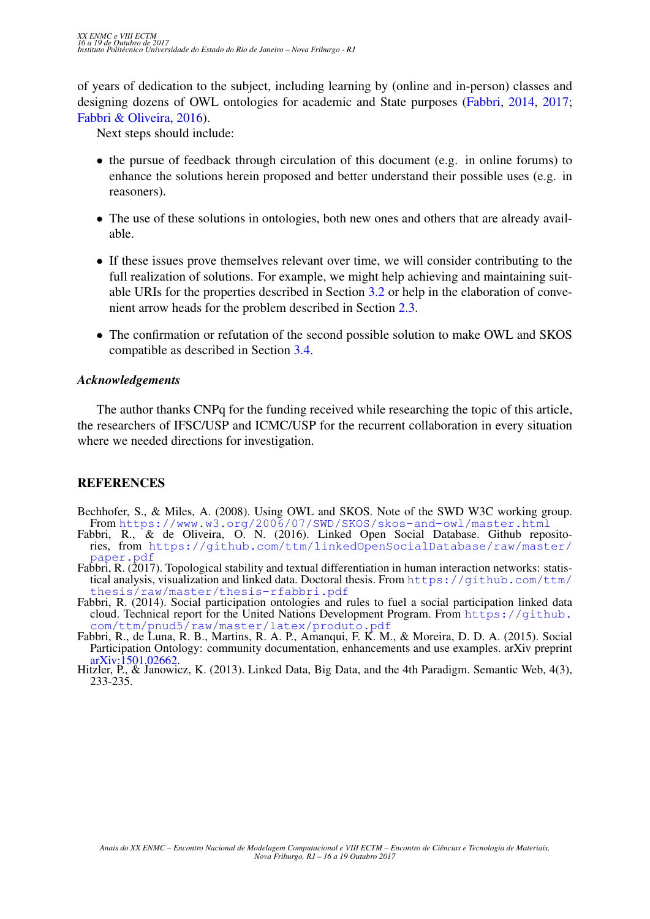of years of dedication to the subject, including learning by (online and in-person) classes and designing dozens of OWL ontologies for academic and State purposes (Fabbri, 2014, 2017; Fabbri & Oliveira, 2016).

Next steps should include:

- the pursue of feedback through circulation of this document (e.g. in online forums) to enhance the solutions herein proposed and better understand their possible uses (e.g. in reasoners).
- The use of these solutions in ontologies, both new ones and others that are already available.
- If these issues prove themselves relevant over time, we will consider contributing to the full realization of solutions. For example, we might help achieving and maintaining suitable URIs for the properties described in Section 3.2 or help in the elaboration of convenient arrow heads for the problem described in Section 2.3.
- The confirmation or refutation of the second possible solution to make OWL and SKOS compatible as described in Section 3.4.

### *Acknowledgements*

The author thanks CNPq for the funding received while researching the topic of this article, the researchers of IFSC/USP and ICMC/USP for the recurrent collaboration in every situation where we needed directions for investigation.

## REFERENCES

Bechhofer, S., & Miles, A. (2008). Using OWL and SKOS. Note of the SWD W3C working group. From https://www.w3.org/2006/07/SWD/SKOS/skos-and-owl/master.html

Fabbri, R., & de Oliveira, O. N. (2016). Linked Open Social Database. Github repositories, from https://github.com/ttm/linkedOpenSocialDatabase/raw/master/paper.pdf

Fabbri, R. (2017). Topological stability and textual differentiation in human interaction networks: statistical analysis, visualization and linked data. Doctoral thesis. From https://github.com/ttm/thesis/raw/master/thesis-rfabbri.pdf

Fabbri, R. (2014). Social participation ontologies and rules to fuel a social participation linked data cloud. Technical report for the United Nations Development Program. From https://github.com/ttm/pnud5/raw/master/latex/produto.pdf

Fabbri, R., de Luna, R. B., Martins, R. A. P., Amanqui, F. K. M., & Moreira, D. D. A. (2015). Social Participation Ontology: community documentation, enhancements and use examples. arXiv preprint arXiv:1501.02662.

Hitzler, P., & Janowicz, K. (2013). Linked Data, Big Data, and the 4th Paradigm. Semantic Web, 4(3), 233-235.